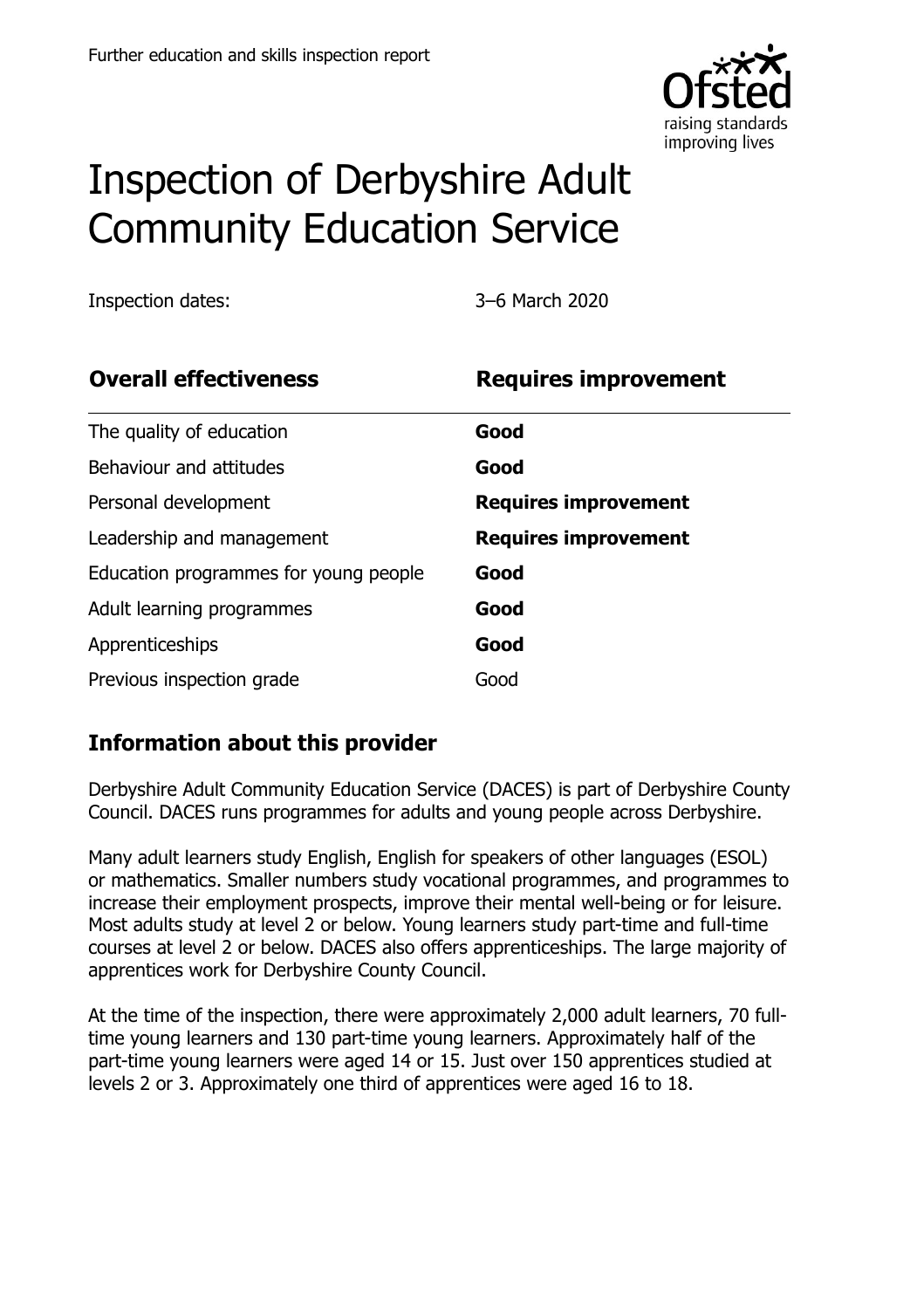Further education and skills inspection report

# Inspection of Derbyshire Adult Community Education Service

Inspection dates: 3–6 March 2020

| **Overall effectiveness** | **Requires improvement** |
|---|---|
| The quality of education | **Good** |
| Behaviour and attitudes | **Good** |
| Personal development | **Requires improvement** |
| Leadership and management | **Requires improvement** |
| Education programmes for young people | **Good** |
| Adult learning programmes | **Good** |
| Apprenticeships | **Good** |
| Previous inspection grade | Good |

## Information about this provider

Derbyshire Adult Community Education Service (DACES) is part of Derbyshire County Council. DACES runs programmes for adults and young people across Derbyshire.

Many adult learners study English, English for speakers of other languages (ESOL) or mathematics. Smaller numbers study vocational programmes, and programmes to increase their employment prospects, improve their mental well-being or for leisure. Most adults study at level 2 or below. Young learners study part-time and full-time courses at level 2 or below. DACES also offers apprenticeships. The large majority of apprentices work for Derbyshire County Council.

At the time of the inspection, there were approximately 2,000 adult learners, 70 full-time young learners and 130 part-time young learners. Approximately half of the part-time young learners were aged 14 or 15. Just over 150 apprentices studied at levels 2 or 3. Approximately one third of apprentices were aged 16 to 18.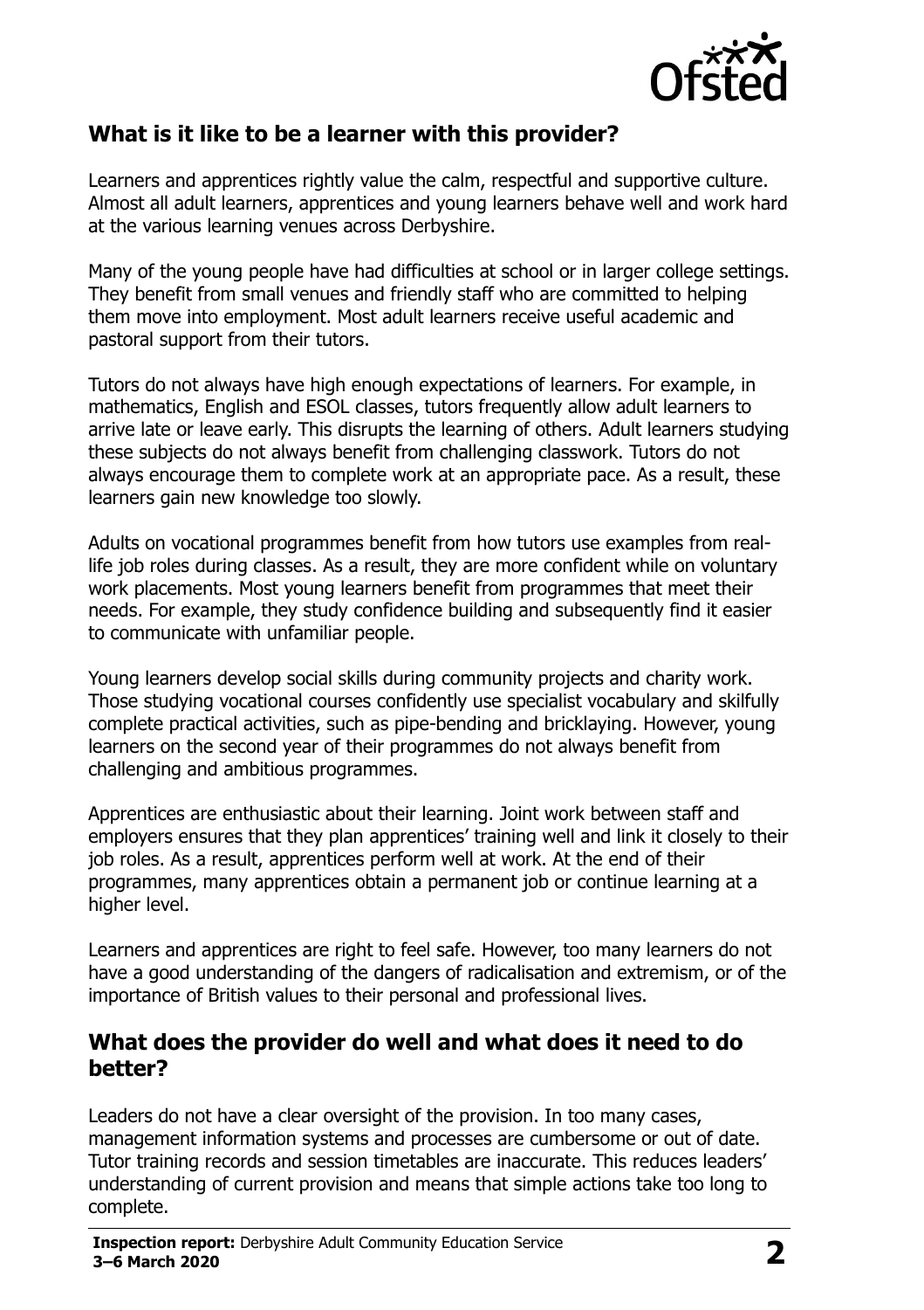## What is it like to be a learner with this provider?

Learners and apprentices rightly value the calm, respectful and supportive culture. Almost all adult learners, apprentices and young learners behave well and work hard at the various learning venues across Derbyshire.

Many of the young people have had difficulties at school or in larger college settings. They benefit from small venues and friendly staff who are committed to helping them move into employment. Most adult learners receive useful academic and pastoral support from their tutors.

Tutors do not always have high enough expectations of learners. For example, in mathematics, English and ESOL classes, tutors frequently allow adult learners to arrive late or leave early. This disrupts the learning of others. Adult learners studying these subjects do not always benefit from challenging classwork. Tutors do not always encourage them to complete work at an appropriate pace. As a result, these learners gain new knowledge too slowly.

Adults on vocational programmes benefit from how tutors use examples from real-life job roles during classes. As a result, they are more confident while on voluntary work placements. Most young learners benefit from programmes that meet their needs. For example, they study confidence building and subsequently find it easier to communicate with unfamiliar people.

Young learners develop social skills during community projects and charity work. Those studying vocational courses confidently use specialist vocabulary and skilfully complete practical activities, such as pipe-bending and bricklaying. However, young learners on the second year of their programmes do not always benefit from challenging and ambitious programmes.

Apprentices are enthusiastic about their learning. Joint work between staff and employers ensures that they plan apprentices' training well and link it closely to their job roles. As a result, apprentices perform well at work. At the end of their programmes, many apprentices obtain a permanent job or continue learning at a higher level.

Learners and apprentices are right to feel safe. However, too many learners do not have a good understanding of the dangers of radicalisation and extremism, or of the importance of British values to their personal and professional lives.

## What does the provider do well and what does it need to do better?

Leaders do not have a clear oversight of the provision. In too many cases, management information systems and processes are cumbersome or out of date. Tutor training records and session timetables are inaccurate. This reduces leaders' understanding of current provision and means that simple actions take too long to complete.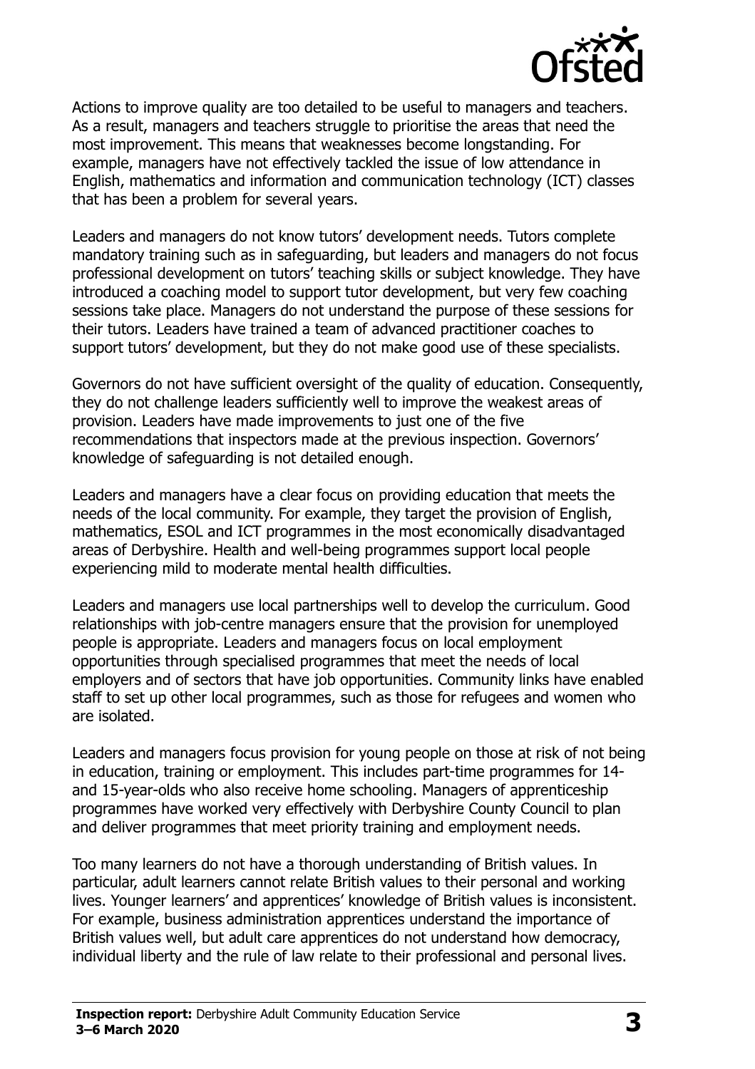Actions to improve quality are too detailed to be useful to managers and teachers. As a result, managers and teachers struggle to prioritise the areas that need the most improvement. This means that weaknesses become longstanding. For example, managers have not effectively tackled the issue of low attendance in English, mathematics and information and communication technology (ICT) classes that has been a problem for several years.

Leaders and managers do not know tutors' development needs. Tutors complete mandatory training such as in safeguarding, but leaders and managers do not focus professional development on tutors' teaching skills or subject knowledge. They have introduced a coaching model to support tutor development, but very few coaching sessions take place. Managers do not understand the purpose of these sessions for their tutors. Leaders have trained a team of advanced practitioner coaches to support tutors' development, but they do not make good use of these specialists.

Governors do not have sufficient oversight of the quality of education. Consequently, they do not challenge leaders sufficiently well to improve the weakest areas of provision. Leaders have made improvements to just one of the five recommendations that inspectors made at the previous inspection. Governors' knowledge of safeguarding is not detailed enough.

Leaders and managers have a clear focus on providing education that meets the needs of the local community. For example, they target the provision of English, mathematics, ESOL and ICT programmes in the most economically disadvantaged areas of Derbyshire. Health and well-being programmes support local people experiencing mild to moderate mental health difficulties.

Leaders and managers use local partnerships well to develop the curriculum. Good relationships with job-centre managers ensure that the provision for unemployed people is appropriate. Leaders and managers focus on local employment opportunities through specialised programmes that meet the needs of local employers and of sectors that have job opportunities. Community links have enabled staff to set up other local programmes, such as those for refugees and women who are isolated.

Leaders and managers focus provision for young people on those at risk of not being in education, training or employment. This includes part-time programmes for 14- and 15-year-olds who also receive home schooling. Managers of apprenticeship programmes have worked very effectively with Derbyshire County Council to plan and deliver programmes that meet priority training and employment needs.

Too many learners do not have a thorough understanding of British values. In particular, adult learners cannot relate British values to their personal and working lives. Younger learners' and apprentices' knowledge of British values is inconsistent. For example, business administration apprentices understand the importance of British values well, but adult care apprentices do not understand how democracy, individual liberty and the rule of law relate to their professional and personal lives.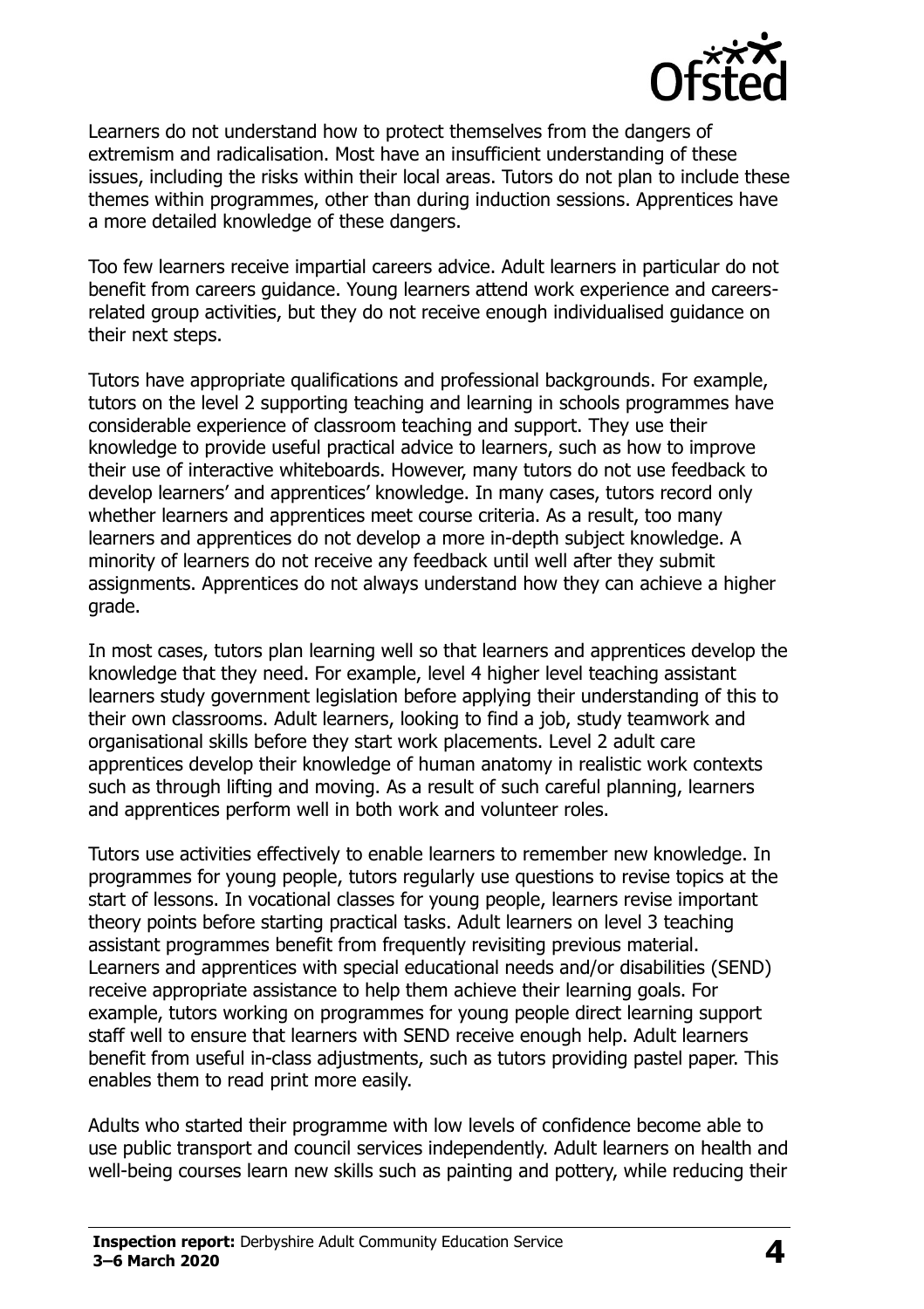Learners do not understand how to protect themselves from the dangers of extremism and radicalisation. Most have an insufficient understanding of these issues, including the risks within their local areas. Tutors do not plan to include these themes within programmes, other than during induction sessions. Apprentices have a more detailed knowledge of these dangers.

Too few learners receive impartial careers advice. Adult learners in particular do not benefit from careers guidance. Young learners attend work experience and careers-related group activities, but they do not receive enough individualised guidance on their next steps.

Tutors have appropriate qualifications and professional backgrounds. For example, tutors on the level 2 supporting teaching and learning in schools programmes have considerable experience of classroom teaching and support. They use their knowledge to provide useful practical advice to learners, such as how to improve their use of interactive whiteboards. However, many tutors do not use feedback to develop learners' and apprentices' knowledge. In many cases, tutors record only whether learners and apprentices meet course criteria. As a result, too many learners and apprentices do not develop a more in-depth subject knowledge. A minority of learners do not receive any feedback until well after they submit assignments. Apprentices do not always understand how they can achieve a higher grade.

In most cases, tutors plan learning well so that learners and apprentices develop the knowledge that they need. For example, level 4 higher level teaching assistant learners study government legislation before applying their understanding of this to their own classrooms. Adult learners, looking to find a job, study teamwork and organisational skills before they start work placements. Level 2 adult care apprentices develop their knowledge of human anatomy in realistic work contexts such as through lifting and moving. As a result of such careful planning, learners and apprentices perform well in both work and volunteer roles.

Tutors use activities effectively to enable learners to remember new knowledge. In programmes for young people, tutors regularly use questions to revise topics at the start of lessons. In vocational classes for young people, learners revise important theory points before starting practical tasks. Adult learners on level 3 teaching assistant programmes benefit from frequently revisiting previous material. Learners and apprentices with special educational needs and/or disabilities (SEND) receive appropriate assistance to help them achieve their learning goals. For example, tutors working on programmes for young people direct learning support staff well to ensure that learners with SEND receive enough help. Adult learners benefit from useful in-class adjustments, such as tutors providing pastel paper. This enables them to read print more easily.

Adults who started their programme with low levels of confidence become able to use public transport and council services independently. Adult learners on health and well-being courses learn new skills such as painting and pottery, while reducing their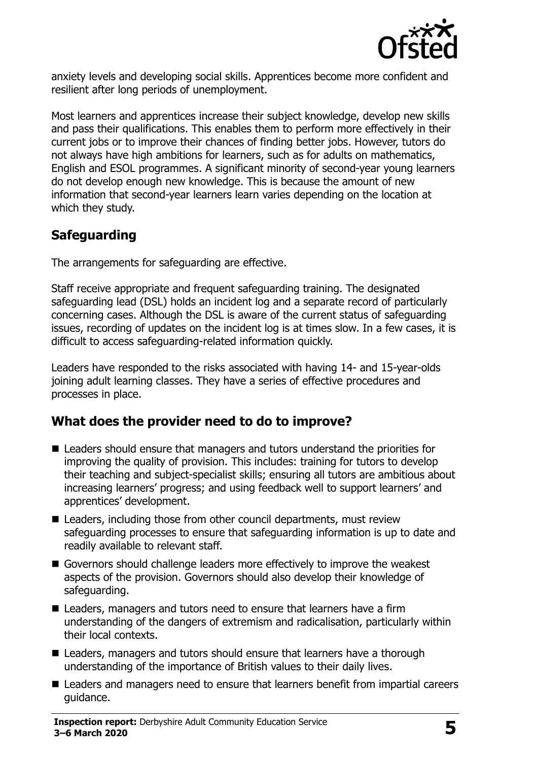anxiety levels and developing social skills. Apprentices become more confident and resilient after long periods of unemployment.

Most learners and apprentices increase their subject knowledge, develop new skills and pass their qualifications. This enables them to perform more effectively in their current jobs or to improve their chances of finding better jobs. However, tutors do not always have high ambitions for learners, such as for adults on mathematics, English and ESOL programmes. A significant minority of second-year young learners do not develop enough new knowledge. This is because the amount of new information that second-year learners learn varies depending on the location at which they study.

## Safeguarding

The arrangements for safeguarding are effective.

Staff receive appropriate and frequent safeguarding training. The designated safeguarding lead (DSL) holds an incident log and a separate record of particularly concerning cases. Although the DSL is aware of the current status of safeguarding issues, recording of updates on the incident log is at times slow. In a few cases, it is difficult to access safeguarding-related information quickly.

Leaders have responded to the risks associated with having 14- and 15-year-olds joining adult learning classes. They have a series of effective procedures and processes in place.

## What does the provider need to do to improve?

- Leaders should ensure that managers and tutors understand the priorities for improving the quality of provision. This includes: training for tutors to develop their teaching and subject-specialist skills; ensuring all tutors are ambitious about increasing learners' progress; and using feedback well to support learners' and apprentices' development.
- Leaders, including those from other council departments, must review safeguarding processes to ensure that safeguarding information is up to date and readily available to relevant staff.
- Governors should challenge leaders more effectively to improve the weakest aspects of the provision. Governors should also develop their knowledge of safeguarding.
- Leaders, managers and tutors need to ensure that learners have a firm understanding of the dangers of extremism and radicalisation, particularly within their local contexts.
- Leaders, managers and tutors should ensure that learners have a thorough understanding of the importance of British values to their daily lives.
- Leaders and managers need to ensure that learners benefit from impartial careers guidance.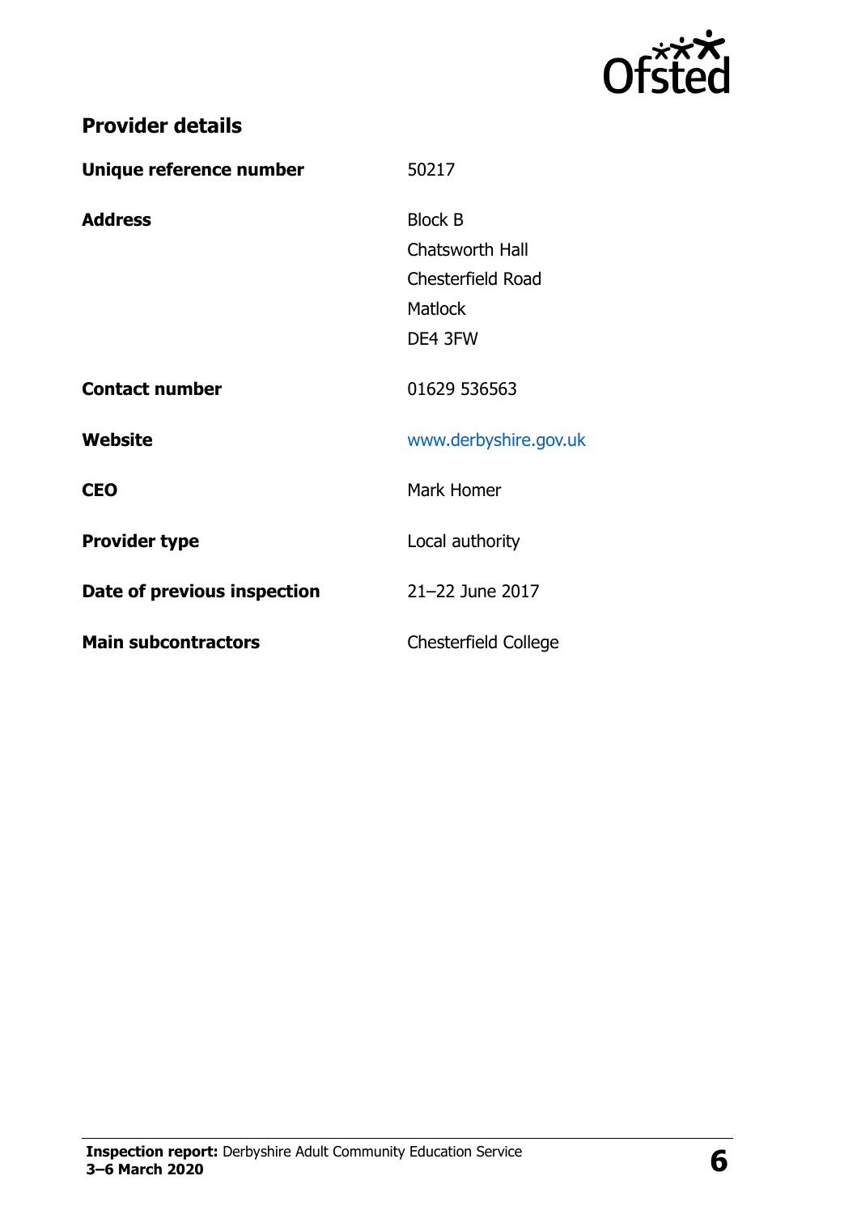## Provider details

| | |
|---|---|
| **Unique reference number** | 50217 |
| **Address** | Block B<br>Chatsworth Hall<br>Chesterfield Road<br>Matlock<br>DE4 3FW |
| **Contact number** | 01629 536563 |
| **Website** | www.derbyshire.gov.uk |
| **CEO** | Mark Homer |
| **Provider type** | Local authority |
| **Date of previous inspection** | 21–22 June 2017 |
| **Main subcontractors** | Chesterfield College |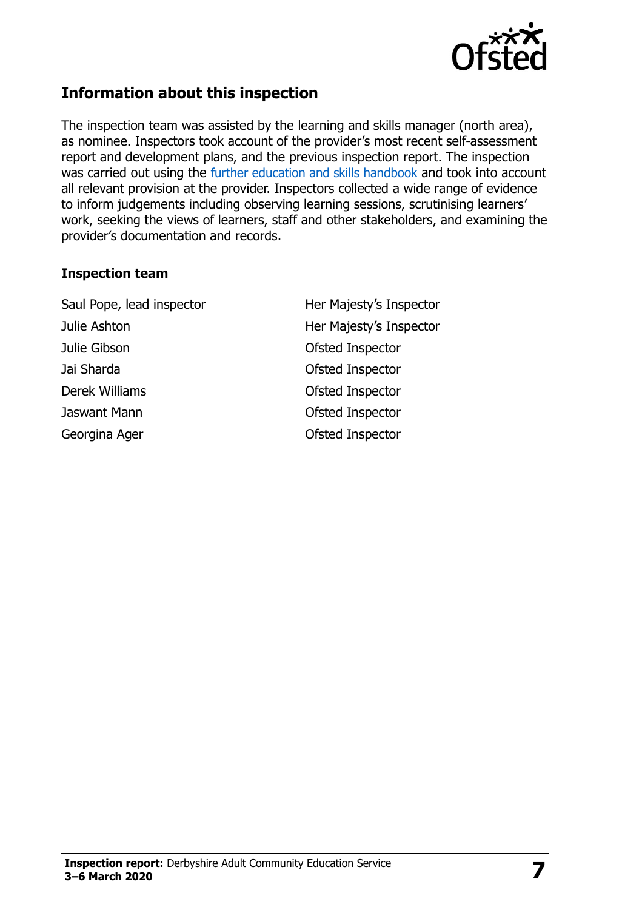## Information about this inspection

The inspection team was assisted by the learning and skills manager (north area), as nominee. Inspectors took account of the provider's most recent self-assessment report and development plans, and the previous inspection report. The inspection was carried out using the further education and skills handbook and took into account all relevant provision at the provider. Inspectors collected a wide range of evidence to inform judgements including observing learning sessions, scrutinising learners' work, seeking the views of learners, staff and other stakeholders, and examining the provider's documentation and records.

### Inspection team

| | |
|---|---|
| Saul Pope, lead inspector | Her Majesty's Inspector |
| Julie Ashton | Her Majesty's Inspector |
| Julie Gibson | Ofsted Inspector |
| Jai Sharda | Ofsted Inspector |
| Derek Williams | Ofsted Inspector |
| Jaswant Mann | Ofsted Inspector |
| Georgina Ager | Ofsted Inspector |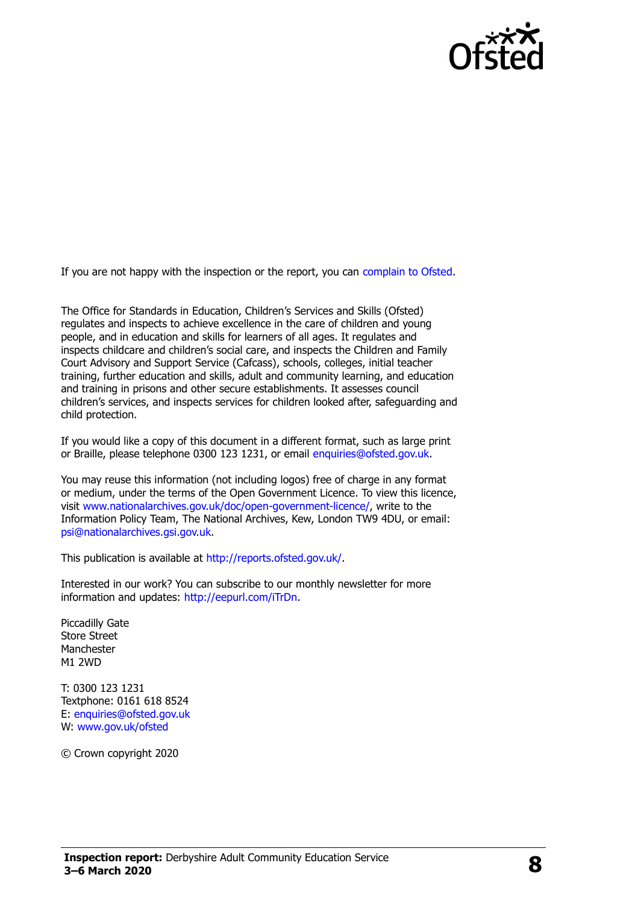If you are not happy with the inspection or the report, you can complain to Ofsted.

The Office for Standards in Education, Children's Services and Skills (Ofsted) regulates and inspects to achieve excellence in the care of children and young people, and in education and skills for learners of all ages. It regulates and inspects childcare and children's social care, and inspects the Children and Family Court Advisory and Support Service (Cafcass), schools, colleges, initial teacher training, further education and skills, adult and community learning, and education and training in prisons and other secure establishments. It assesses council children's services, and inspects services for children looked after, safeguarding and child protection.

If you would like a copy of this document in a different format, such as large print or Braille, please telephone 0300 123 1231, or email enquiries@ofsted.gov.uk.

You may reuse this information (not including logos) free of charge in any format or medium, under the terms of the Open Government Licence. To view this licence, visit www.nationalarchives.gov.uk/doc/open-government-licence/, write to the Information Policy Team, The National Archives, Kew, London TW9 4DU, or email: psi@nationalarchives.gsi.gov.uk.

This publication is available at http://reports.ofsted.gov.uk/.

Interested in our work? You can subscribe to our monthly newsletter for more information and updates: http://eepurl.com/iTrDn.

Piccadilly Gate
Store Street
Manchester
M1 2WD

T: 0300 123 1231
Textphone: 0161 618 8524
E: enquiries@ofsted.gov.uk
W: www.gov.uk/ofsted

© Crown copyright 2020